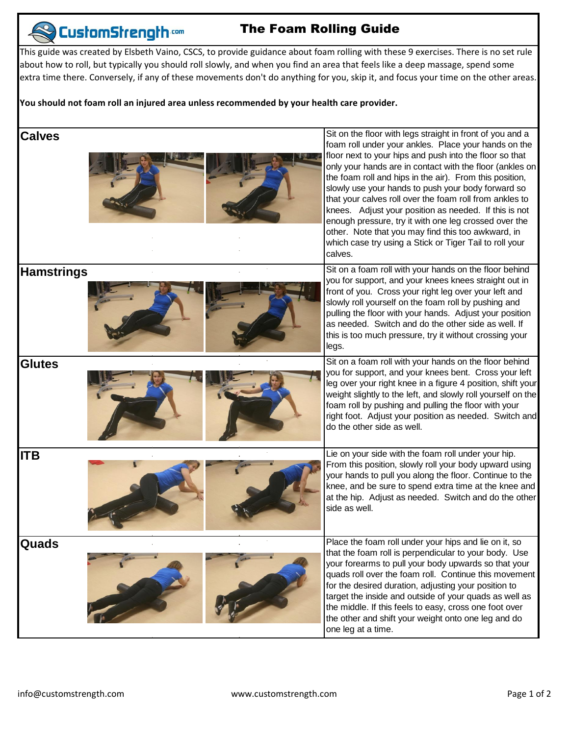# The Foam Rolling Guide

CustomStrength.com

This guide was created by Elsbeth Vaino, CSCS, to provide guidance about foam rolling with these 9 exercises. There is no set rule about how to roll, but typically you should roll slowly, and when you find an area that feels like a deep massage, spend some extra time there. Conversely, if any of these movements don't do anything for you, skip it, and focus your time on the other areas.

**You should not foam roll an injured area unless recommended by your health care provider.**

## Calves

Sit on the floor with legs straight in front of you and a foam roll under your ankles. Place your hands on the floor next to your hips and push into the floor so that only your hands are in contact with the floor (ankles on the foam roll and hips in the air). From this position, slowly use your hands to push your body forward so that your calves roll over the foam roll from ankles to knees. Adjust your position as needed. If this is not enough pressure, try it with one leg crossed over the other. Note that you may find this too awkward, in which case try using a Stick or Tiger Tail to roll your calves.

## Hamstrings

Sit on a foam roll with your hands on the floor behind you for support, and your knees knees straight out in front of you. Cross your right leg over your left and slowly roll yourself on the foam roll by pushing and pulling the floor with your hands. Adjust your position as needed. Switch and do the other side as well. If this is too much pressure, try it without crossing your legs.

## Glutes

Sit on a foam roll with your hands on the floor behind you for support, and your knees bent. Cross your left leg over your right knee in a figure 4 position, shift your weight slightly to the left, and slowly roll yourself on the foam roll by pushing and pulling the floor with your right foot. Adjust your position as needed. Switch and do the other side as well.

## ITB

Lie on your side with the foam roll under your hip. From this position, slowly roll your body upward using your hands to pull you along the floor. Continue to the knee, and be sure to spend extra time at the knee and at the hip. Adjust as needed. Switch and do the other side as well.

## Quads

Place the foam roll under your hips and lie on it, so that the foam roll is perpendicular to your body. Use your forearms to pull your body upwards so that your quads roll over the foam roll. Continue this movement for the desired duration, adjusting your position to target the inside and outside of your quads as well as the middle. If this feels to easy, cross one foot over the other and shift your weight onto one leg and do one leg at a time.

info@customstrength.com www.customstrength.com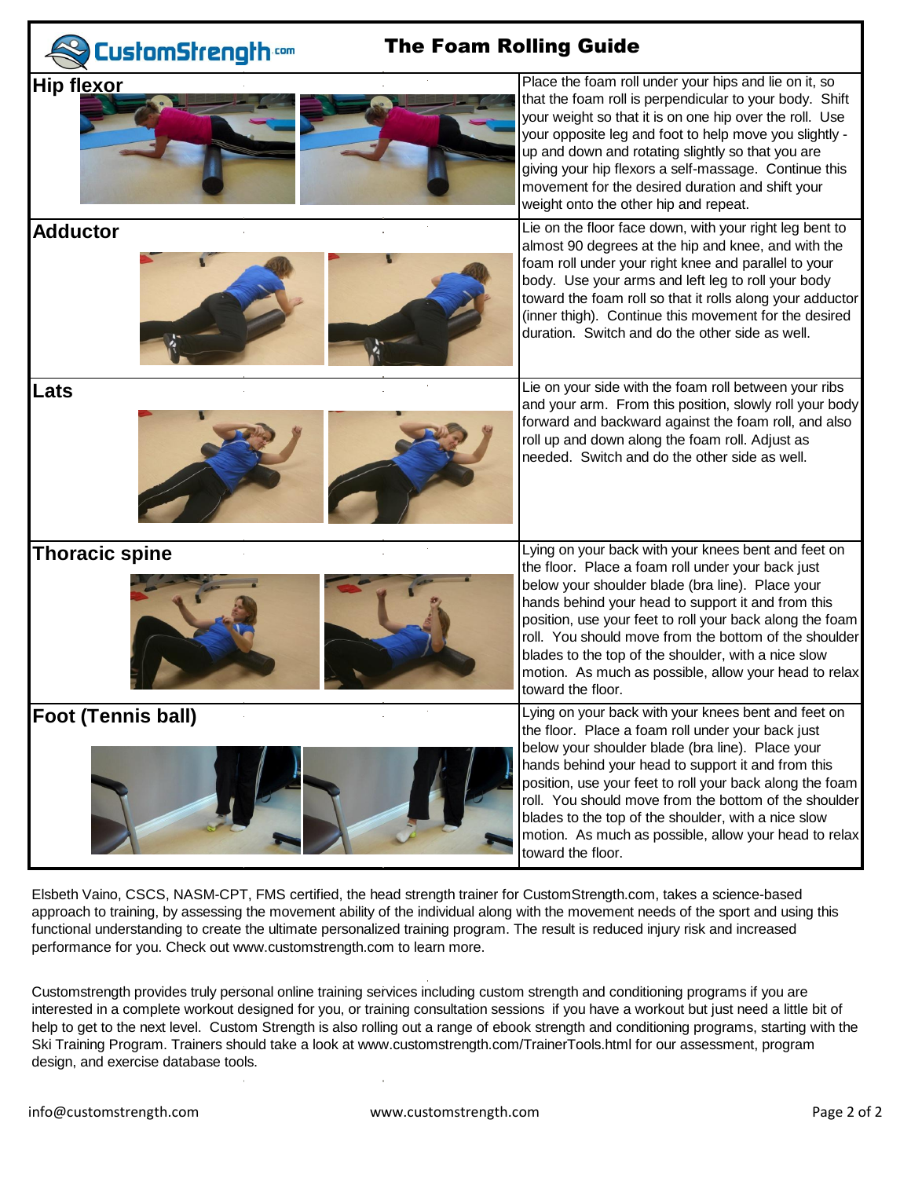# The Foam Rolling Guide

| | |
|---|---|
| **Hip flexor** | Place the foam roll under your hips and lie on it, so that the foam roll is perpendicular to your body. Shift your weight so that it is on one hip over the roll. Use your opposite leg and foot to help move you slightly - up and down and rotating slightly so that you are giving your hip flexors a self-massage. Continue this movement for the desired duration and shift your weight onto the other hip and repeat. |
| **Adductor** | Lie on the floor face down, with your right leg bent to almost 90 degrees at the hip and knee, and with the foam roll under your right knee and parallel to your body. Use your arms and left leg to roll your body toward the foam roll so that it rolls along your adductor (inner thigh). Continue this movement for the desired duration. Switch and do the other side as well. |
| **Lats** | Lie on your side with the foam roll between your ribs and your arm. From this position, slowly roll your body forward and backward against the foam roll, and also roll up and down along the foam roll. Adjust as needed. Switch and do the other side as well. |
| **Thoracic spine** | Lying on your back with your knees bent and feet on the floor. Place a foam roll under your back just below your shoulder blade (bra line). Place your hands behind your head to support it and from this position, use your feet to roll your back along the foam roll. You should move from the bottom of the shoulder blades to the top of the shoulder, with a nice slow motion. As much as possible, allow your head to relax toward the floor. |
| **Foot (Tennis ball)** | Lying on your back with your knees bent and feet on the floor. Place a foam roll under your back just below your shoulder blade (bra line). Place your hands behind your head to support it and from this position, use your feet to roll your back along the foam roll. You should move from the bottom of the shoulder blades to the top of the shoulder, with a nice slow motion. As much as possible, allow your head to relax toward the floor. |

Elsbeth Vaino, CSCS, NASM-CPT, FMS certified, the head strength trainer for CustomStrength.com, takes a science-based approach to training, by assessing the movement ability of the individual along with the movement needs of the sport and using this functional understanding to create the ultimate personalized training program. The result is reduced injury risk and increased performance for you. Check out www.customstrength.com to learn more.

Customstrength provides truly personal online training services including custom strength and conditioning programs if you are interested in a complete workout designed for you, or training consultation sessions if you have a workout but just need a little bit of help to get to the next level. Custom Strength is also rolling out a range of ebook strength and conditioning programs, starting with the Ski Training Program. Trainers should take a look at www.customstrength.com/TrainerTools.html for our assessment, program design, and exercise database tools.

info@customstrength.com www.customstrength.com